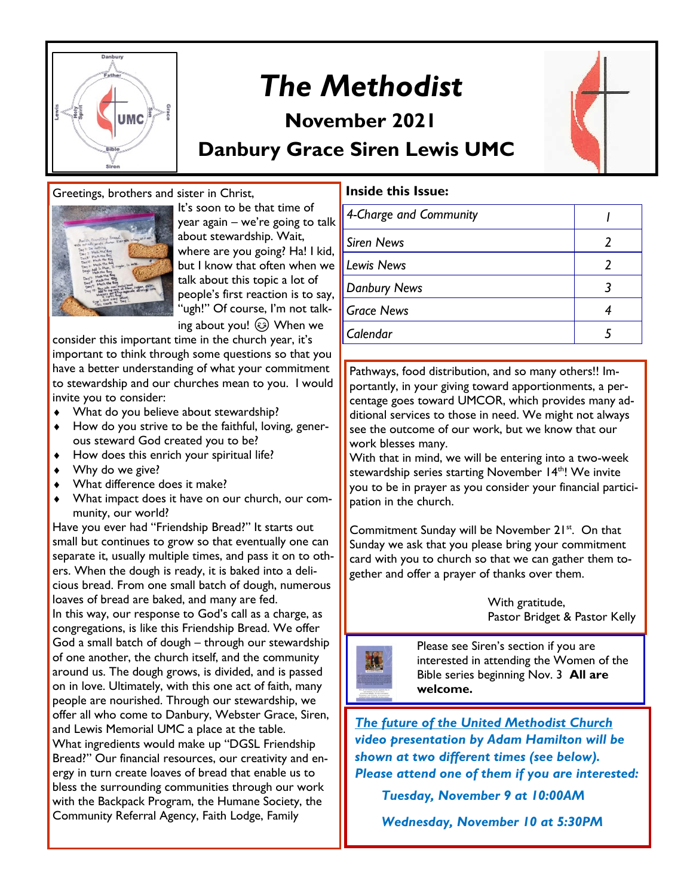# The Methodist

## November 2021

## Danbury Grace Siren Lewis UMC

Greetings, brothers and sister in Christ,

It's soon to be that time of year again – we're going to talk about stewardship. Wait, where are you going? Ha! I kid, but I know that often when we talk about this topic a lot of people's first reaction is to say, "ugh!" Of course, I'm not talking about you! 😉 When we consider this important time in the church year, it's important to think through some questions so that you have a better understanding of what your commitment to stewardship and our churches mean to you. I would invite you to consider:

- What do you believe about stewardship?
- How do you strive to be the faithful, loving, generous steward God created you to be?
- How does this enrich your spiritual life?
- Why do we give?
- What difference does it make?
- What impact does it have on our church, our community, our world?

Have you ever had "Friendship Bread?" It starts out small but continues to grow so that eventually one can separate it, usually multiple times, and pass it on to others. When the dough is ready, it is baked into a delicious bread. From one small batch of dough, numerous loaves of bread are baked, and many are fed.

In this way, our response to God's call as a charge, as congregations, is like this Friendship Bread. We offer God a small batch of dough – through our stewardship of one another, the church itself, and the community around us. The dough grows, is divided, and is passed on in love. Ultimately, with this one act of faith, many people are nourished. Through our stewardship, we offer all who come to Danbury, Webster Grace, Siren, and Lewis Memorial UMC a place at the table.

What ingredients would make up "DGSL Friendship Bread?" Our financial resources, our creativity and energy in turn create loaves of bread that enable us to bless the surrounding communities through our work with the Backpack Program, the Humane Society, the Community Referral Agency, Faith Lodge, Family Pathways, food distribution, and so many others!! Importantly, in your giving toward apportionments, a percentage goes toward UMCOR, which provides many additional services to those in need. We might not always see the outcome of our work, but we know that our work blesses many.

With that in mind, we will be entering into a two-week stewardship series starting November 14th! We invite you to be in prayer as you consider your financial participation in the church.

Commitment Sunday will be November 21st. On that Sunday we ask that you please bring your commitment card with you to church so that we can gather them together and offer a prayer of thanks over them.

With gratitude,
Pastor Bridget & Pastor Kelly

**Inside this Issue:**

| | |
|---|---|
| *4-Charge and Community* | *1* |
| *Siren News* | *2* |
| *Lewis News* | *2* |
| *Danbury News* | *3* |
| *Grace News* | *4* |
| *Calendar* | *5* |

Please see Siren's section if you are interested in attending the Women of the Bible series beginning Nov. 3 **All are welcome.**

***The future of the United Methodist Church* video presentation by Adam Hamilton will be shown at two different times (see below). Please attend one of them if you are interested:**

***Tuesday, November 9 at 10:00AM***

***Wednesday, November 10 at 5:30PM***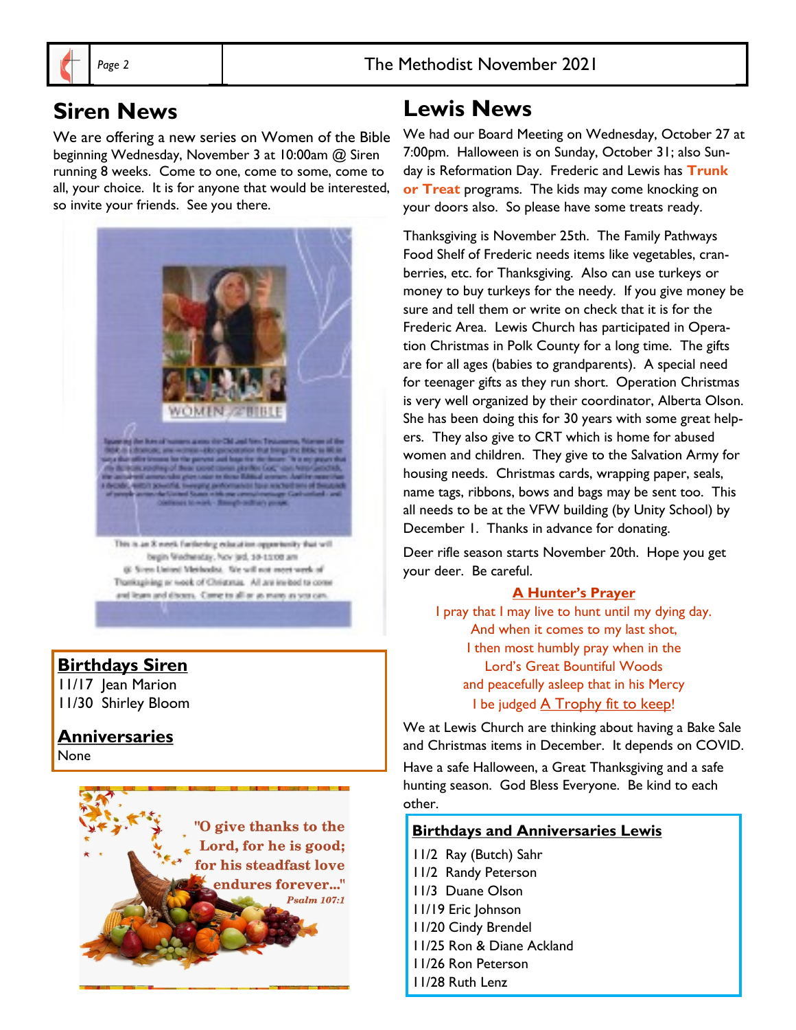## Siren News

We are offering a new series on Women of the Bible beginning Wednesday, November 3 at 10:00am @ Siren running 8 weeks. Come to one, come to some, come to all, your choice. It is for anyone that would be interested, so invite your friends. See you there.

### Birthdays Siren

11/17 Jean Marion
11/30 Shirley Bloom

### Anniversaries

None

"O give thanks to the Lord, for he is good; for his steadfast love endures forever..."
*Psalm 107:1*

## Lewis News

We had our Board Meeting on Wednesday, October 27 at 7:00pm. Halloween is on Sunday, October 31; also Sunday is Reformation Day. Frederic and Lewis has **Trunk or Treat** programs. The kids may come knocking on your doors also. So please have some treats ready.

Thanksgiving is November 25th. The Family Pathways Food Shelf of Frederic needs items like vegetables, cranberries, etc. for Thanksgiving. Also can use turkeys or money to buy turkeys for the needy. If you give money be sure and tell them or write on check that it is for the Frederic Area. Lewis Church has participated in Operation Christmas in Polk County for a long time. The gifts are for all ages (babies to grandparents). A special need for teenager gifts as they run short. Operation Christmas is very well organized by their coordinator, Alberta Olson. She has been doing this for 30 years with some great helpers. They also give to CRT which is home for abused women and children. They give to the Salvation Army for housing needs. Christmas cards, wrapping paper, seals, name tags, ribbons, bows and bags may be sent too. This all needs to be at the VFW building (by Unity School) by December 1. Thanks in advance for donating.

Deer rifle season starts November 20th. Hope you get your deer. Be careful.

**A Hunter's Prayer**

I pray that I may live to hunt until my dying day.
And when it comes to my last shot,
I then most humbly pray when in the
Lord's Great Bountiful Woods
and peacefully asleep that in his Mercy
I be judged A Trophy fit to keep!

We at Lewis Church are thinking about having a Bake Sale and Christmas items in December. It depends on COVID.

Have a safe Halloween, a Great Thanksgiving and a safe hunting season. God Bless Everyone. Be kind to each other.

### Birthdays and Anniversaries Lewis

11/2 Ray (Butch) Sahr
11/2 Randy Peterson
11/3 Duane Olson
11/19 Eric Johnson
11/20 Cindy Brendel
11/25 Ron & Diane Ackland
11/26 Ron Peterson
11/28 Ruth Lenz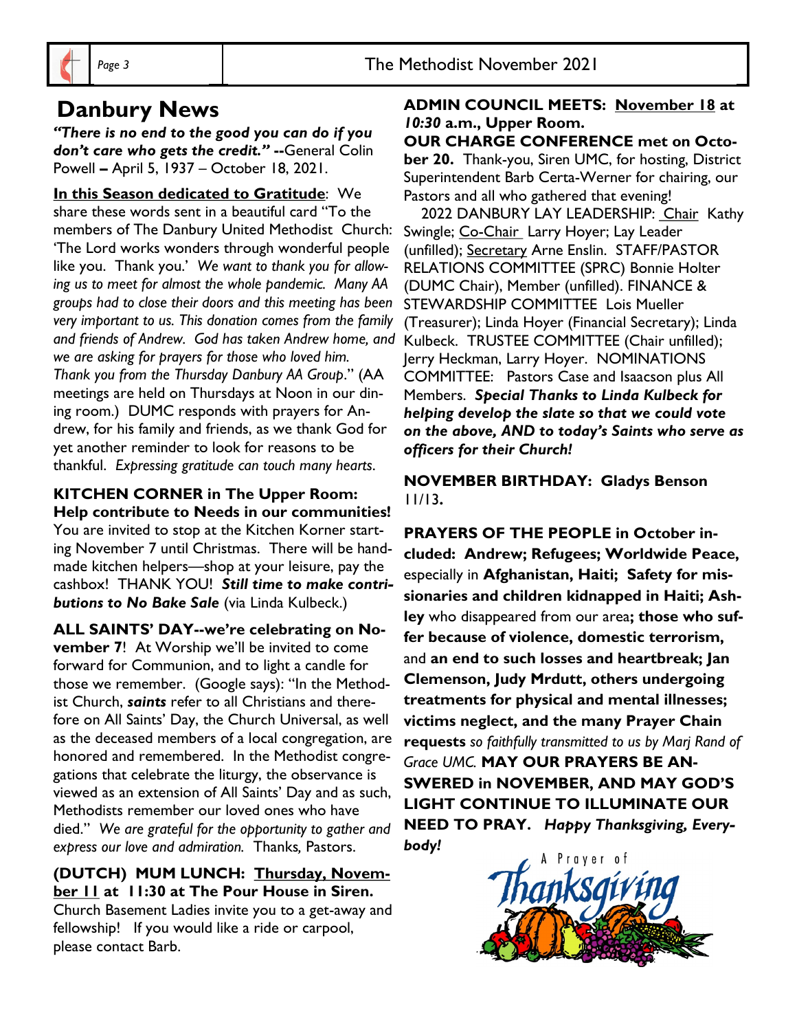# Danbury News

***"There is no end to the good you can do if you don't care who gets the credit."*** **--**General Colin Powell **–** April 5, 1937 – October 18, 2021.

**In this Season dedicated to Gratitude**: We share these words sent in a beautiful card "To the members of The Danbury United Methodist Church: 'The Lord works wonders through wonderful people like you. Thank you.' *We want to thank you for allowing us to meet for almost the whole pandemic. Many AA groups had to close their doors and this meeting has been very important to us. This donation comes from the family and friends of Andrew. God has taken Andrew home, and we are asking for prayers for those who loved him. Thank you from the Thursday Danbury AA Group*." (AA meetings are held on Thursdays at Noon in our dining room.) DUMC responds with prayers for Andrew, for his family and friends, as we thank God for yet another reminder to look for reasons to be thankful. *Expressing gratitude can touch many hearts.*

**KITCHEN CORNER in The Upper Room: Help contribute to Needs in our communities!** You are invited to stop at the Kitchen Korner starting November 7 until Christmas. There will be handmade kitchen helpers—shop at your leisure, pay the cashbox! THANK YOU! ***Still time to make contributions to No Bake Sale*** (via Linda Kulbeck.)

**ALL SAINTS' DAY--we're celebrating on November 7**! At Worship we'll be invited to come forward for Communion, and to light a candle for those we remember. (Google says): "In the Methodist Church, ***saints*** refer to all Christians and therefore on All Saints' Day, the Church Universal, as well as the deceased members of a local congregation, are honored and remembered. In the Methodist congregations that celebrate the liturgy, the observance is viewed as an extension of All Saints' Day and as such, Methodists remember our loved ones who have died." *We are grateful for the opportunity to gather and express our love and admiration.* Thanks*,* Pastors.

**(DUTCH) MUM LUNCH: Thursday, November 11 at 11:30 at The Pour House in Siren.** Church Basement Ladies invite you to a get-away and fellowship! If you would like a ride or carpool, please contact Barb.

**ADMIN COUNCIL MEETS: November 18 at *10:30* a.m., Upper Room.**

**OUR CHARGE CONFERENCE met on October 20.** Thank-you, Siren UMC, for hosting, District Superintendent Barb Certa-Werner for chairing, our Pastors and all who gathered that evening!

2022 DANBURY LAY LEADERSHIP: Chair Kathy Swingle; Co-Chair Larry Hoyer; Lay Leader (unfilled); Secretary Arne Enslin. STAFF/PASTOR RELATIONS COMMITTEE (SPRC) Bonnie Holter (DUMC Chair), Member (unfilled). FINANCE & STEWARDSHIP COMMITTEE Lois Mueller (Treasurer); Linda Hoyer (Financial Secretary); Linda Kulbeck. TRUSTEE COMMITTEE (Chair unfilled); Jerry Heckman, Larry Hoyer. NOMINATIONS COMMITTEE: Pastors Case and Isaacson plus All Members. ***Special Thanks to Linda Kulbeck for helping develop the slate so that we could vote on the above, AND to today's Saints who serve as officers for their Church!***

**NOVEMBER BIRTHDAY: Gladys Benson** 11/13**.**

**PRAYERS OF THE PEOPLE in October included: Andrew; Refugees; Worldwide Peace,** especially in **Afghanistan, Haiti; Safety for missionaries and children kidnapped in Haiti; Ashley** who disappeared from our area**; those who suffer because of violence, domestic terrorism,** and **an end to such losses and heartbreak; Jan Clemenson, Judy Mrdutt, others undergoing treatments for physical and mental illnesses; victims neglect, and the many Prayer Chain requests** *so faithfully transmitted to us by Marj Rand of Grace UMC.* **MAY OUR PRAYERS BE ANSWERED in NOVEMBER, AND MAY GOD'S LIGHT CONTINUE TO ILLUMINATE OUR NEED TO PRAY.** ***Happy Thanksgiving, Everybody!***

A Prayer of Thanksgiving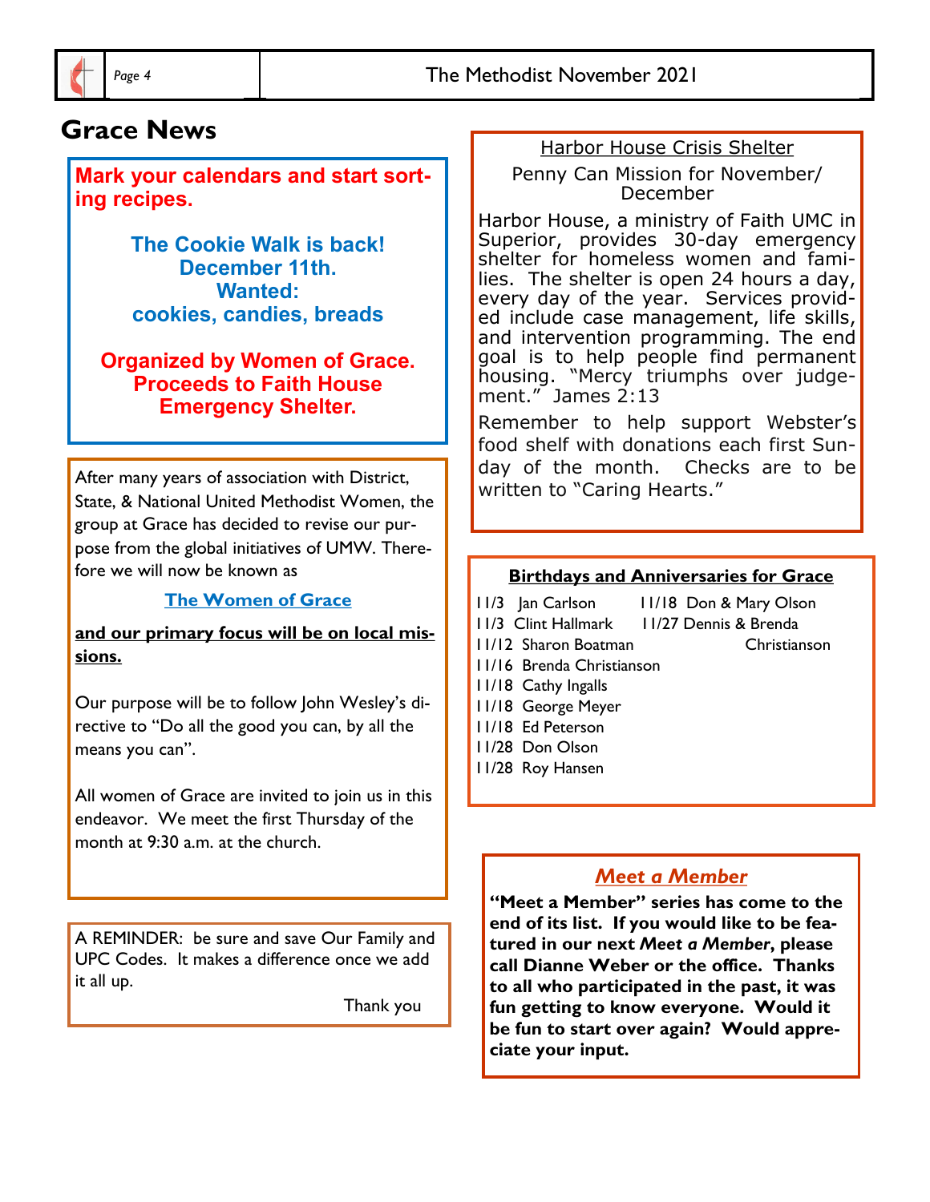# Grace News

**Mark your calendars and start sorting recipes.**

**The Cookie Walk is back!**
**December 11th.**
**Wanted:**
**cookies, candies, breads**

**Organized by Women of Grace.**
**Proceeds to Faith House Emergency Shelter.**

After many years of association with District, State, & National United Methodist Women, the group at Grace has decided to revise our purpose from the global initiatives of UMW. Therefore we will now be known as

**The Women of Grace**

**and our primary focus will be on local missions.**

Our purpose will be to follow John Wesley's directive to "Do all the good you can, by all the means you can".

All women of Grace are invited to join us in this endeavor. We meet the first Thursday of the month at 9:30 a.m. at the church.

A REMINDER: be sure and save Our Family and UPC Codes. It makes a difference once we add it all up.

Thank you

## Harbor House Crisis Shelter

Penny Can Mission for November/ December

Harbor House, a ministry of Faith UMC in Superior, provides 30-day emergency shelter for homeless women and families. The shelter is open 24 hours a day, every day of the year. Services provided include case management, life skills, and intervention programming. The end goal is to help people find permanent housing. "Mercy triumphs over judgement." James 2:13

Remember to help support Webster's food shelf with donations each first Sunday of the month. Checks are to be written to "Caring Hearts."

## Birthdays and Anniversaries for Grace

11/3 Jan Carlson
11/3 Clint Hallmark
11/12 Sharon Boatman
11/16 Brenda Christianson
11/18 Cathy Ingalls
11/18 George Meyer
11/18 Ed Peterson
11/28 Don Olson
11/28 Roy Hansen

11/18 Don & Mary Olson
11/27 Dennis & Brenda Christianson

## *Meet a Member*

**"Meet a Member" series has come to the end of its list. If you would like to be featured in our next *Meet a Member*, please call Dianne Weber or the office. Thanks to all who participated in the past, it was fun getting to know everyone. Would it be fun to start over again? Would appreciate your input.**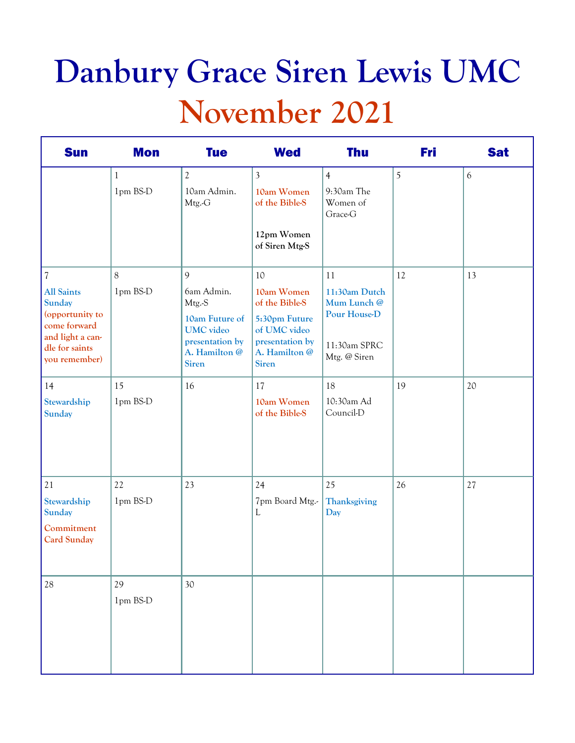# Danbury Grace Siren Lewis UMC

# November 2021

| Sun | Mon | Tue | Wed | Thu | Fri | Sat |
|---|---|---|---|---|---|---|
| | 1<br>1pm BS-D | 2<br>10am Admin. Mtg.-G | 3<br>10am Women of the Bible-S<br><br>12pm Women of Siren Mtg-S | 4<br>9:30am The Women of Grace-G | 5 | 6 |
| 7<br>All Saints Sunday (opportunity to come forward and light a candle for saints you remember) | 8<br>1pm BS-D | 9<br>6am Admin. Mtg.-S<br>10am Future of UMC video presentation by A. Hamilton @ Siren | 10<br>10am Women of the Bible-S<br>5:30pm Future of UMC video presentation by A. Hamilton @ Siren | 11<br>11:30am Dutch Mum Lunch @ Pour House-D<br><br>11:30am SPRC Mtg. @ Siren | 12 | 13 |
| 14<br>Stewardship Sunday | 15<br>1pm BS-D | 16 | 17<br>10am Women of the Bible-S | 18<br>10:30am Ad Council-D | 19 | 20 |
| 21<br>Stewardship Sunday<br>Commitment Card Sunday | 22<br>1pm BS-D | 23 | 24<br>7pm Board Mtg.-L | 25<br>Thanksgiving Day | 26 | 27 |
| 28 | 29<br>1pm BS-D | 30 | | | | |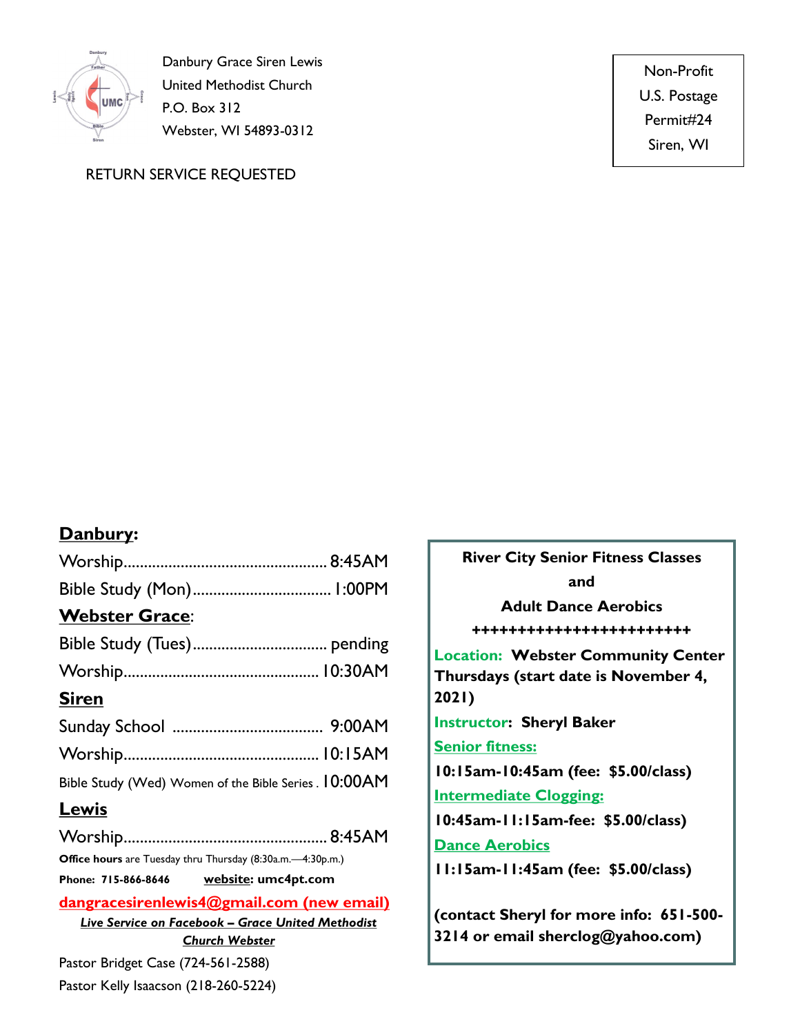Danbury Grace Siren Lewis
United Methodist Church
P.O. Box 312
Webster, WI 54893-0312

RETURN SERVICE REQUESTED

Non-Profit
U.S. Postage
Permit#24
Siren, WI

**Danbury:**

Worship.................................................. 8:45AM
Bible Study (Mon).................................. 1:00PM

**Webster Grace**:

Bible Study (Tues)................................. pending
Worship................................................ 10:30AM

**Siren**

Sunday School ..................................... 9:00AM
Worship................................................ 10:15AM
Bible Study (Wed) Women of the Bible Series . 10:00AM

**Lewis**

Worship.................................................. 8:45AM

**Office hours** are Tuesday thru Thursday (8:30a.m.—4:30p.m.)

**Phone: 715-866-8646** **website: umc4pt.com**

**dangracesirenlewis4@gmail.com (new email)**

***Live Service on Facebook – Grace United Methodist Church Webster***

Pastor Bridget Case (724-561-2588)
Pastor Kelly Isaacson (218-260-5224)

**River City Senior Fitness Classes**
**and**
**Adult Dance Aerobics**
**++++++++++++++++++++++++**

**Location: Webster Community Center Thursdays (start date is November 4, 2021)**

**Instructor: Sheryl Baker**

**Senior fitness:**
**10:15am-10:45am (fee: $5.00/class)**

**Intermediate Clogging:**
**10:45am-11:15am-fee: $5.00/class)**

**Dance Aerobics**
**11:15am-11:45am (fee: $5.00/class)**

**(contact Sheryl for more info: 651-500-3214 or email sherclog@yahoo.com)**